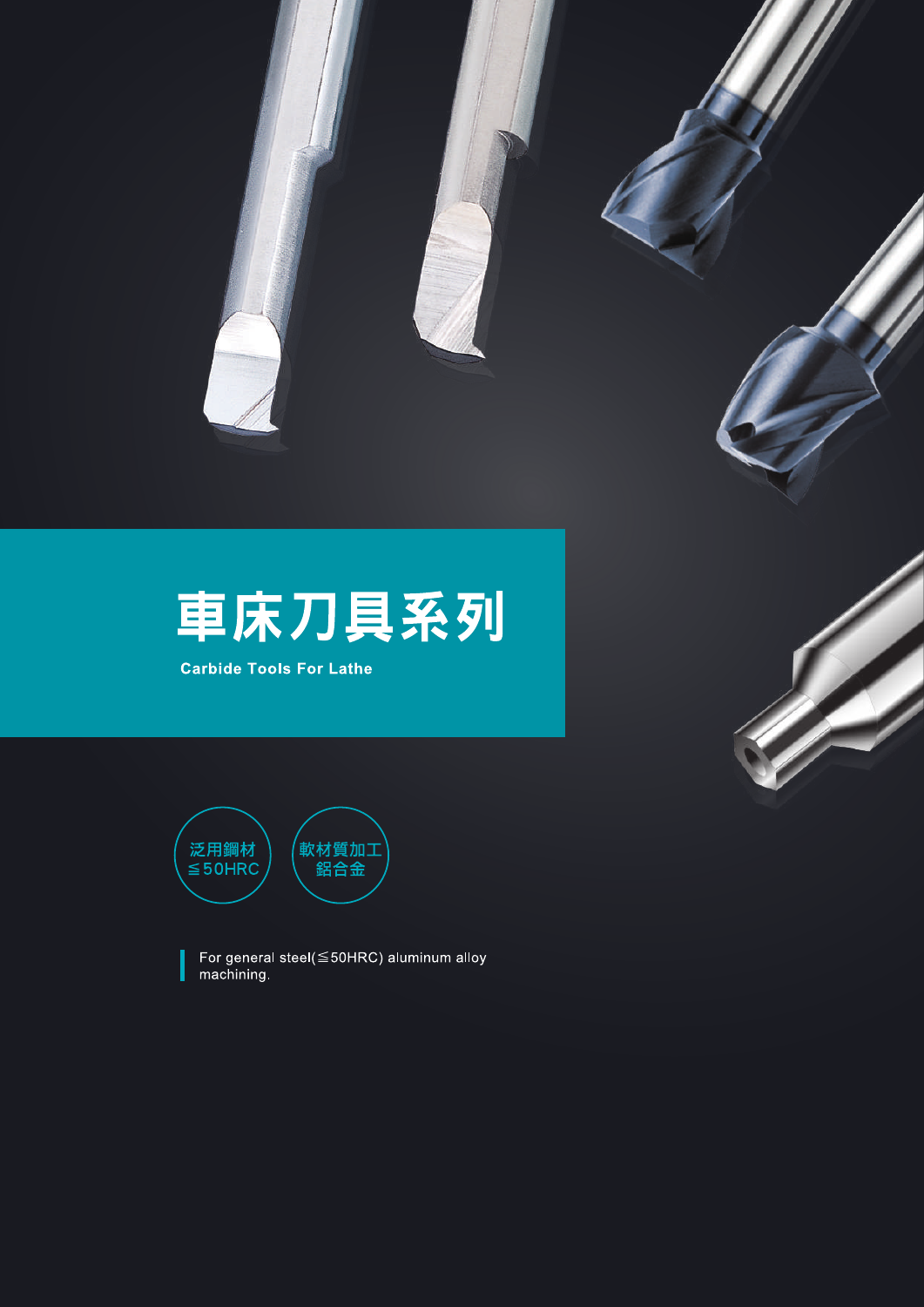# 車床刀具系列

**Carbide Tools For Lathe**

泛用鋼材
≦50HRC

軟材質加工
鋁合金

For general steel(≦50HRC) aluminum alloy machining.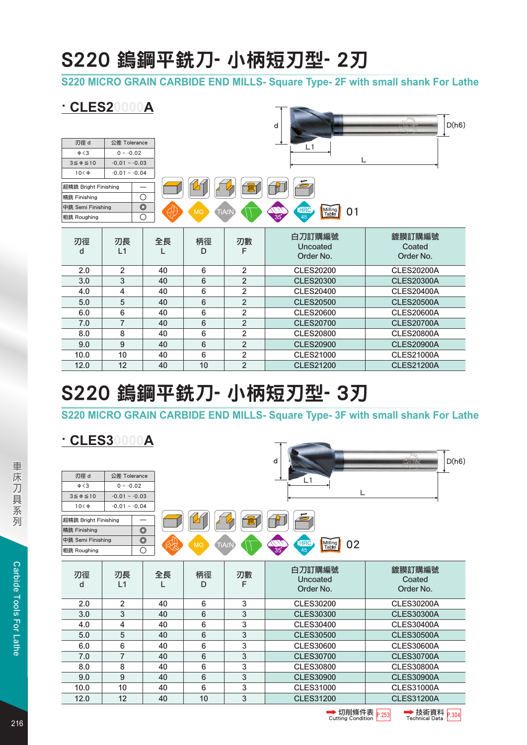# S220 鎢鋼平銑刀- 小柄短刃型- 2刃

## S220 MICRO GRAIN CARBIDE END MILLS- Square Type- 2F with small shank For Lathe

### · CLES20000A

| 刃徑 d | 公差 Tolerance |
|---|---|
| Φ<3 | 0 ~ -0.02 |
| 3≦Φ≦10 | -0.01 ~ -0.03 |
| 10<Φ | -0.01 ~ -0.04 |

| | |
|---|---|
| 超精銑 Bright Finishing | — |
| 精銑 Finishing | ○ |
| 中銑 Semi Finishing | ◎ |
| 粗銑 Roughing | ○ |

MG TiAlN 35° HRC 45 Milling Table 01

| 刃徑 d | 刃長 L1 | 全長 L | 柄徑 D | 刃數 F | 白刀訂購編號 Uncoated Order No. | 鍍膜訂購編號 Coated Order No. |
|---|---|---|---|---|---|---|
| 2.0 | 2 | 40 | 6 | 2 | CLES20200 | CLES20200A |
| 3.0 | 3 | 40 | 6 | 2 | CLES20300 | CLES20300A |
| 4.0 | 4 | 40 | 6 | 2 | CLES20400 | CLES20400A |
| 5.0 | 5 | 40 | 6 | 2 | CLES20500 | CLES20500A |
| 6.0 | 6 | 40 | 6 | 2 | CLES20600 | CLES20600A |
| 7.0 | 7 | 40 | 6 | 2 | CLES20700 | CLES20700A |
| 8.0 | 8 | 40 | 6 | 2 | CLES20800 | CLES20800A |
| 9.0 | 9 | 40 | 6 | 2 | CLES20900 | CLES20900A |
| 10.0 | 10 | 40 | 6 | 2 | CLES21000 | CLES21000A |
| 12.0 | 12 | 40 | 10 | 2 | CLES21200 | CLES21200A |

# S220 鎢鋼平銑刀- 小柄短刃型- 3刃

## S220 MICRO GRAIN CARBIDE END MILLS- Square Type- 3F with small shank For Lathe

### · CLES30000A

| 刃徑 d | 公差 Tolerance |
|---|---|
| Φ<3 | 0 ~ -0.02 |
| 3≦Φ≦10 | -0.01 ~ -0.03 |
| 10<Φ | -0.01 ~ -0.04 |

| | |
|---|---|
| 超精銑 Bright Finishing | — |
| 精銑 Finishing | ◎ |
| 中銑 Semi Finishing | ◎ |
| 粗銑 Roughing | ○ |

MG TiAlN 35° HRC 45 Milling Table 02

| 刃徑 d | 刃長 L1 | 全長 L | 柄徑 D | 刃數 F | 白刀訂購編號 Uncoated Order No. | 鍍膜訂購編號 Coated Order No. |
|---|---|---|---|---|---|---|
| 2.0 | 2 | 40 | 6 | 3 | CLES30200 | CLES30200A |
| 3.0 | 3 | 40 | 6 | 3 | CLES30300 | CLES30300A |
| 4.0 | 4 | 40 | 6 | 3 | CLES30400 | CLES30400A |
| 5.0 | 5 | 40 | 6 | 3 | CLES30500 | CLES30500A |
| 6.0 | 6 | 40 | 6 | 3 | CLES30600 | CLES30600A |
| 7.0 | 7 | 40 | 6 | 3 | CLES30700 | CLES30700A |
| 8.0 | 8 | 40 | 6 | 3 | CLES30800 | CLES30800A |
| 9.0 | 9 | 40 | 6 | 3 | CLES30900 | CLES30900A |
| 10.0 | 10 | 40 | 6 | 3 | CLES31000 | CLES31000A |
| 12.0 | 12 | 40 | 10 | 3 | CLES31200 | CLES31200A |

➡ 切削條件表 Cutting Condition P.253 ➡ 技術資料 Technical Data P.304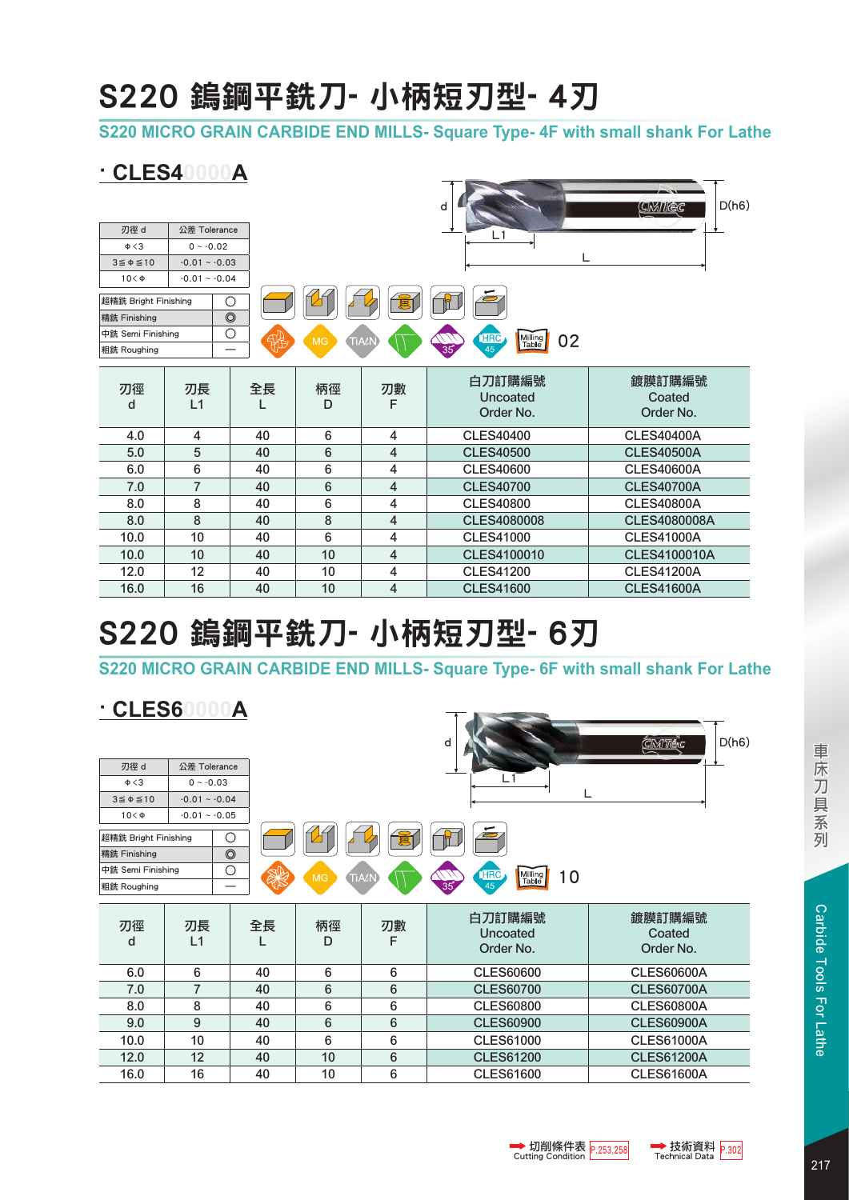# S220 鎢鋼平銑刀- 小柄短刃型- 4刃

## S220 MICRO GRAIN CARBIDE END MILLS- Square Type- 4F with small shank For Lathe

### · CLES40000A

| 刃徑 d | 公差 Tolerance |
|---|---|
| Φ<3 | 0 ~ -0.02 |
| 3≦Φ≦10 | -0.01 ~ -0.03 |
| 10<Φ | -0.01 ~ -0.04 |

| | |
|---|---|
| 超精銑 Bright Finishing | ○ |
| 精銑 Finishing | ◎ |
| 中銑 Semi Finishing | ○ |
| 粗銑 Roughing | — |

d, L1, L, D(h6)

MG, TiAlN, 35°, HRC 45, Milling Table 02

| 刃徑 d | 刃長 L1 | 全長 L | 柄徑 D | 刃數 F | 白刀訂購編號 Uncoated Order No. | 鍍膜訂購編號 Coated Order No. |
|---|---|---|---|---|---|---|
| 4.0 | 4 | 40 | 6 | 4 | CLES40400 | CLES40400A |
| 5.0 | 5 | 40 | 6 | 4 | CLES40500 | CLES40500A |
| 6.0 | 6 | 40 | 6 | 4 | CLES40600 | CLES40600A |
| 7.0 | 7 | 40 | 6 | 4 | CLES40700 | CLES40700A |
| 8.0 | 8 | 40 | 6 | 4 | CLES40800 | CLES40800A |
| 8.0 | 8 | 40 | 8 | 4 | CLES4080008 | CLES4080008A |
| 10.0 | 10 | 40 | 6 | 4 | CLES41000 | CLES41000A |
| 10.0 | 10 | 40 | 10 | 4 | CLES4100010 | CLES4100010A |
| 12.0 | 12 | 40 | 10 | 4 | CLES41200 | CLES41200A |
| 16.0 | 16 | 40 | 10 | 4 | CLES41600 | CLES41600A |

# S220 鎢鋼平銑刀- 小柄短刃型- 6刃

## S220 MICRO GRAIN CARBIDE END MILLS- Square Type- 6F with small shank For Lathe

### · CLES60000A

| 刃徑 d | 公差 Tolerance |
|---|---|
| Φ<3 | 0 ~ -0.03 |
| 3≦Φ≦10 | -0.01 ~ -0.04 |
| 10<Φ | -0.01 ~ -0.05 |

| | |
|---|---|
| 超精銑 Bright Finishing | ○ |
| 精銑 Finishing | ◎ |
| 中銑 Semi Finishing | ○ |
| 粗銑 Roughing | — |

d, L1, L, D(h6)

MG, TiAlN, 35°, HRC 45, Milling Table 10

| 刃徑 d | 刃長 L1 | 全長 L | 柄徑 D | 刃數 F | 白刀訂購編號 Uncoated Order No. | 鍍膜訂購編號 Coated Order No. |
|---|---|---|---|---|---|---|
| 6.0 | 6 | 40 | 6 | 6 | CLES60600 | CLES60600A |
| 7.0 | 7 | 40 | 6 | 6 | CLES60700 | CLES60700A |
| 8.0 | 8 | 40 | 6 | 6 | CLES60800 | CLES60800A |
| 9.0 | 9 | 40 | 6 | 6 | CLES60900 | CLES60900A |
| 10.0 | 10 | 40 | 6 | 6 | CLES61000 | CLES61000A |
| 12.0 | 12 | 40 | 10 | 6 | CLES61200 | CLES61200A |
| 16.0 | 16 | 40 | 10 | 6 | CLES61600 | CLES61600A |

➡ 切削條件表 Cutting Condition P.253,258　➡ 技術資料 Technical Data P.302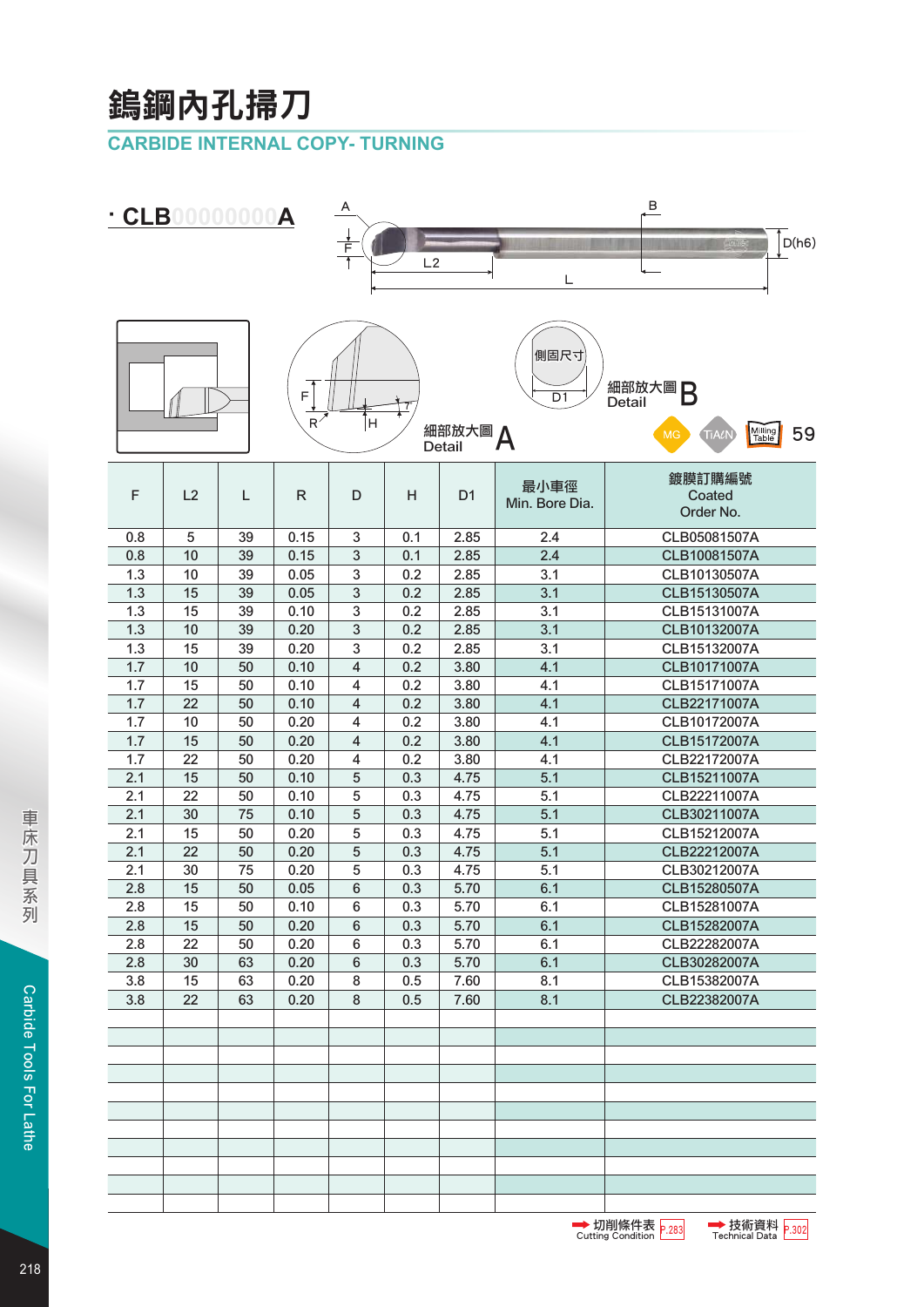# 鎢鋼內孔掃刀

## CARBIDE INTERNAL COPY- TURNING

**· CLB000000000A**

A B F L2 L D(h6)

F R H 細部放大圖 Detail A

側固尺寸 D1 細部放大圖 Detail B

MG TiAlN Milling Table 59

| F | L2 | L | R | D | H | D1 | 最小車徑 Min. Bore Dia. | 鍍膜訂購編號 Coated Order No. |
|---|---|---|---|---|---|---|---|---|
| 0.8 | 5 | 39 | 0.15 | 3 | 0.1 | 2.85 | 2.4 | CLB05081507A |
| 0.8 | 10 | 39 | 0.15 | 3 | 0.1 | 2.85 | 2.4 | CLB10081507A |
| 1.3 | 10 | 39 | 0.05 | 3 | 0.2 | 2.85 | 3.1 | CLB10130507A |
| 1.3 | 15 | 39 | 0.05 | 3 | 0.2 | 2.85 | 3.1 | CLB15130507A |
| 1.3 | 15 | 39 | 0.10 | 3 | 0.2 | 2.85 | 3.1 | CLB15131007A |
| 1.3 | 10 | 39 | 0.20 | 3 | 0.2 | 2.85 | 3.1 | CLB10132007A |
| 1.3 | 15 | 39 | 0.20 | 3 | 0.2 | 2.85 | 3.1 | CLB15132007A |
| 1.7 | 10 | 50 | 0.10 | 4 | 0.2 | 3.80 | 4.1 | CLB10171007A |
| 1.7 | 15 | 50 | 0.10 | 4 | 0.2 | 3.80 | 4.1 | CLB15171007A |
| 1.7 | 22 | 50 | 0.10 | 4 | 0.2 | 3.80 | 4.1 | CLB22171007A |
| 1.7 | 10 | 50 | 0.20 | 4 | 0.2 | 3.80 | 4.1 | CLB10172007A |
| 1.7 | 15 | 50 | 0.20 | 4 | 0.2 | 3.80 | 4.1 | CLB15172007A |
| 1.7 | 22 | 50 | 0.20 | 4 | 0.2 | 3.80 | 4.1 | CLB22172007A |
| 2.1 | 15 | 50 | 0.10 | 5 | 0.3 | 4.75 | 5.1 | CLB15211007A |
| 2.1 | 22 | 50 | 0.10 | 5 | 0.3 | 4.75 | 5.1 | CLB22211007A |
| 2.1 | 30 | 75 | 0.10 | 5 | 0.3 | 4.75 | 5.1 | CLB30211007A |
| 2.1 | 15 | 50 | 0.20 | 5 | 0.3 | 4.75 | 5.1 | CLB15212007A |
| 2.1 | 22 | 50 | 0.20 | 5 | 0.3 | 4.75 | 5.1 | CLB22212007A |
| 2.1 | 30 | 75 | 0.20 | 5 | 0.3 | 4.75 | 5.1 | CLB30212007A |
| 2.8 | 15 | 50 | 0.05 | 6 | 0.3 | 5.70 | 6.1 | CLB15280507A |
| 2.8 | 15 | 50 | 0.10 | 6 | 0.3 | 5.70 | 6.1 | CLB15281007A |
| 2.8 | 15 | 50 | 0.20 | 6 | 0.3 | 5.70 | 6.1 | CLB15282007A |
| 2.8 | 22 | 50 | 0.20 | 6 | 0.3 | 5.70 | 6.1 | CLB22282007A |
| 2.8 | 30 | 63 | 0.20 | 6 | 0.3 | 5.70 | 6.1 | CLB30282007A |
| 3.8 | 15 | 63 | 0.20 | 8 | 0.5 | 7.60 | 8.1 | CLB15382007A |
| 3.8 | 22 | 63 | 0.20 | 8 | 0.5 | 7.60 | 8.1 | CLB22382007A |

切削條件表 Cutting Condition P.283 ➡ 技術資料 Technical Data P.302

車床刀具系列 Carbide Tools For Lathe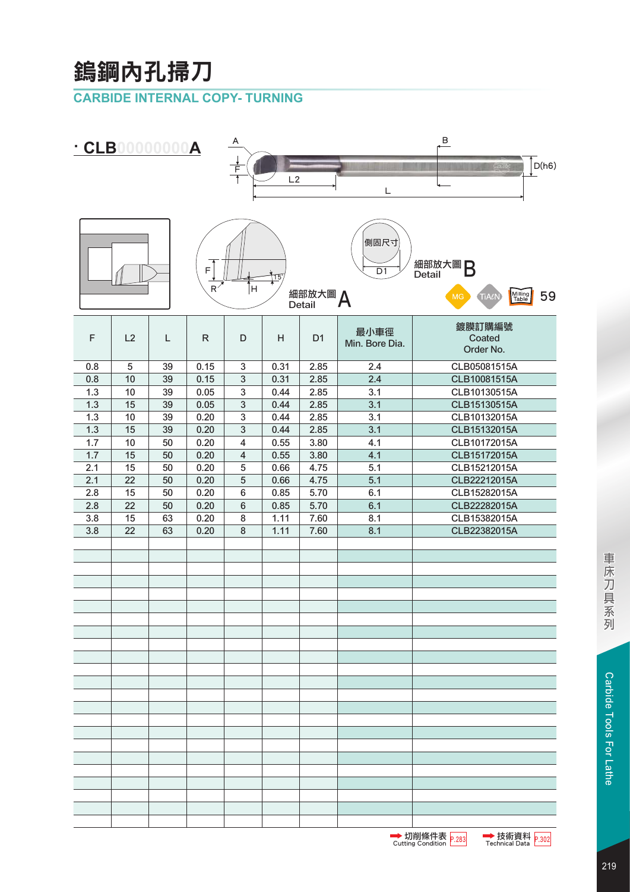# 鎢鋼內孔掃刀

## CARBIDE INTERNAL COPY- TURNING

### · CLB000000000A

A　B　F　L2　L　D(h6)

F　R　H　15°

細部放大圖 A Detail

側固尺寸 D1

細部放大圖 B Detail

MG　TiAlN　Milling Table 59

| F | L2 | L | R | D | H | D1 | 最小車徑 Min. Bore Dia. | 鍍膜訂購編號 Coated Order No. |
|---|---|---|---|---|---|---|---|---|
| 0.8 | 5 | 39 | 0.15 | 3 | 0.31 | 2.85 | 2.4 | CLB05081515A |
| 0.8 | 10 | 39 | 0.15 | 3 | 0.31 | 2.85 | 2.4 | CLB10081515A |
| 1.3 | 10 | 39 | 0.05 | 3 | 0.44 | 2.85 | 3.1 | CLB10130515A |
| 1.3 | 15 | 39 | 0.05 | 3 | 0.44 | 2.85 | 3.1 | CLB15130515A |
| 1.3 | 10 | 39 | 0.20 | 3 | 0.44 | 2.85 | 3.1 | CLB10132015A |
| 1.3 | 15 | 39 | 0.20 | 3 | 0.44 | 2.85 | 3.1 | CLB15132015A |
| 1.7 | 10 | 50 | 0.20 | 4 | 0.55 | 3.80 | 4.1 | CLB10172015A |
| 1.7 | 15 | 50 | 0.20 | 4 | 0.55 | 3.80 | 4.1 | CLB15172015A |
| 2.1 | 15 | 50 | 0.20 | 5 | 0.66 | 4.75 | 5.1 | CLB15212015A |
| 2.1 | 22 | 50 | 0.20 | 5 | 0.66 | 4.75 | 5.1 | CLB22212015A |
| 2.8 | 15 | 50 | 0.20 | 6 | 0.85 | 5.70 | 6.1 | CLB15282015A |
| 2.8 | 22 | 50 | 0.20 | 6 | 0.85 | 5.70 | 6.1 | CLB22282015A |
| 3.8 | 15 | 63 | 0.20 | 8 | 1.11 | 7.60 | 8.1 | CLB15382015A |
| 3.8 | 22 | 63 | 0.20 | 8 | 1.11 | 7.60 | 8.1 | CLB22382015A |

➡ 切削條件表 Cutting Condition P.283　➡ 技術資料 Technical Data P.302

車床刀具系列 Carbide Tools For Lathe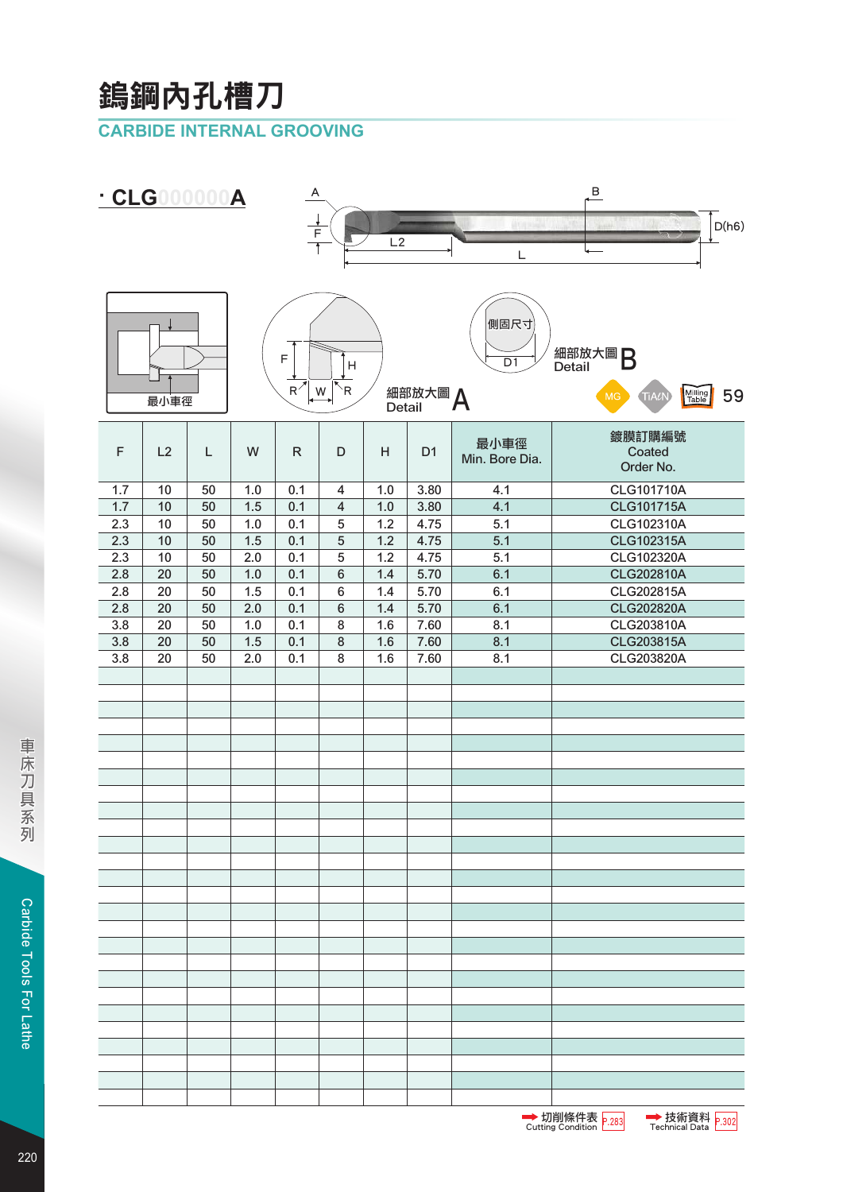# 鎢鋼內孔槽刀

## CARBIDE INTERNAL GROOVING

**· CLG000000A**

A B F L2 L D(h6)

最小車徑

F H R W R 細部放大圖 A Detail

側固尺寸 D1 細部放大圖 B Detail

MG TiAlN Milling Table 59

| F | L2 | L | W | R | D | H | D1 | 最小車徑 Min. Bore Dia. | 鍍膜訂購編號 Coated Order No. |
|---|---|---|---|---|---|---|---|---|---|
| 1.7 | 10 | 50 | 1.0 | 0.1 | 4 | 1.0 | 3.80 | 4.1 | CLG101710A |
| 1.7 | 10 | 50 | 1.5 | 0.1 | 4 | 1.0 | 3.80 | 4.1 | CLG101715A |
| 2.3 | 10 | 50 | 1.0 | 0.1 | 5 | 1.2 | 4.75 | 5.1 | CLG102310A |
| 2.3 | 10 | 50 | 1.5 | 0.1 | 5 | 1.2 | 4.75 | 5.1 | CLG102315A |
| 2.3 | 10 | 50 | 2.0 | 0.1 | 5 | 1.2 | 4.75 | 5.1 | CLG102320A |
| 2.8 | 20 | 50 | 1.0 | 0.1 | 6 | 1.4 | 5.70 | 6.1 | CLG202810A |
| 2.8 | 20 | 50 | 1.5 | 0.1 | 6 | 1.4 | 5.70 | 6.1 | CLG202815A |
| 2.8 | 20 | 50 | 2.0 | 0.1 | 6 | 1.4 | 5.70 | 6.1 | CLG202820A |
| 3.8 | 20 | 50 | 1.0 | 0.1 | 8 | 1.6 | 7.60 | 8.1 | CLG203810A |
| 3.8 | 20 | 50 | 1.5 | 0.1 | 8 | 1.6 | 7.60 | 8.1 | CLG203815A |
| 3.8 | 20 | 50 | 2.0 | 0.1 | 8 | 1.6 | 7.60 | 8.1 | CLG203820A |

➡ 切削條件表 Cutting Condition P.283　➡ 技術資料 Technical Data P.302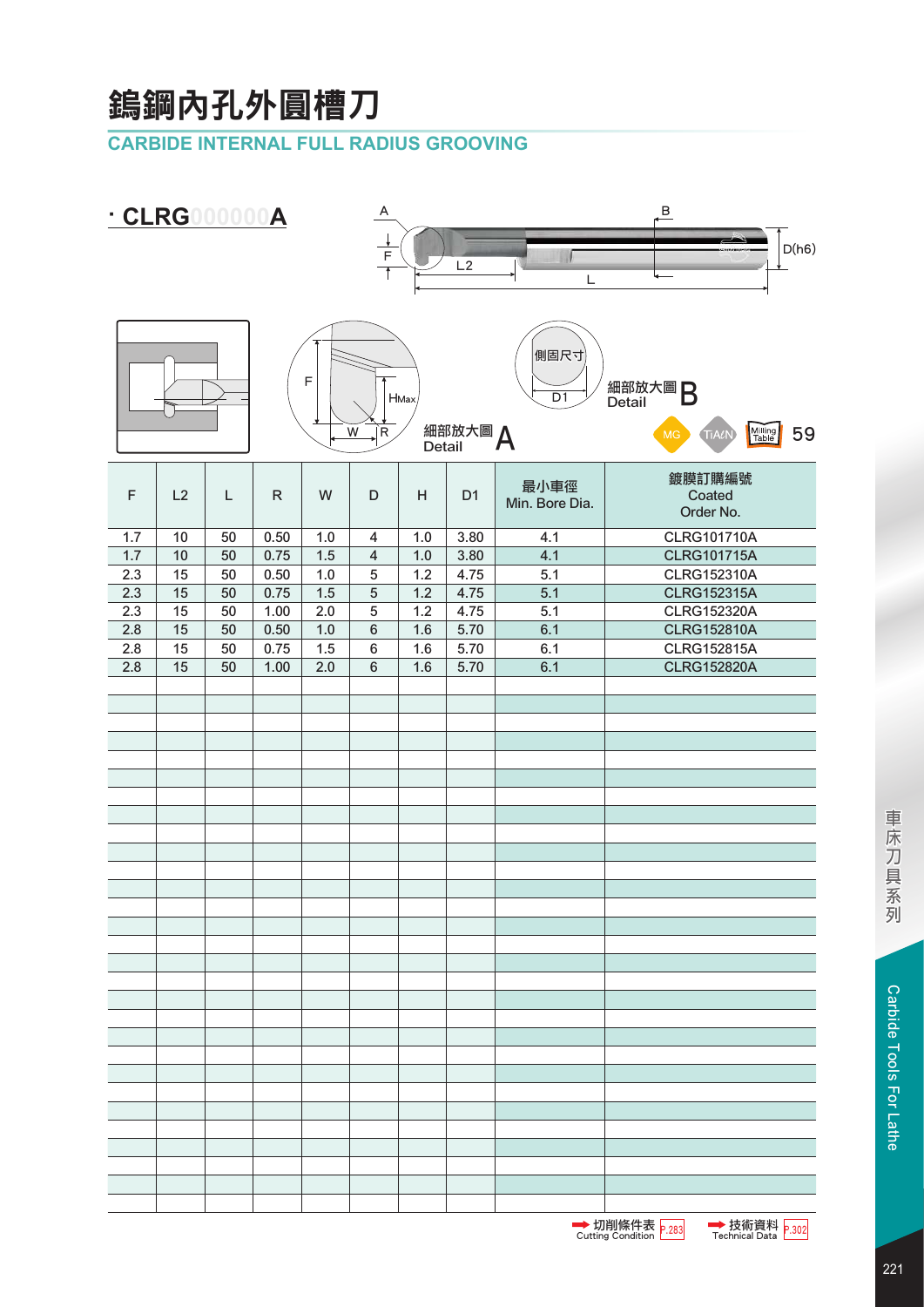# 鎢鋼內孔外圓槽刀

## CARBIDE INTERNAL FULL RADIUS GROOVING

### · CLRG000000A

細部放大圖 A Detail

細部放大圖 B Detail

MG　TiAlN　Milling Table 59

| F | L2 | L | R | W | D | H | D1 | 最小車徑 Min. Bore Dia. | 鍍膜訂購編號 Coated Order No. |
|---|---|---|---|---|---|---|---|---|---|
| 1.7 | 10 | 50 | 0.50 | 1.0 | 4 | 1.0 | 3.80 | 4.1 | CLRG101710A |
| 1.7 | 10 | 50 | 0.75 | 1.5 | 4 | 1.0 | 3.80 | 4.1 | CLRG101715A |
| 2.3 | 15 | 50 | 0.50 | 1.0 | 5 | 1.2 | 4.75 | 5.1 | CLRG152310A |
| 2.3 | 15 | 50 | 0.75 | 1.5 | 5 | 1.2 | 4.75 | 5.1 | CLRG152315A |
| 2.3 | 15 | 50 | 1.00 | 2.0 | 5 | 1.2 | 4.75 | 5.1 | CLRG152320A |
| 2.8 | 15 | 50 | 0.50 | 1.0 | 6 | 1.6 | 5.70 | 6.1 | CLRG152810A |
| 2.8 | 15 | 50 | 0.75 | 1.5 | 6 | 1.6 | 5.70 | 6.1 | CLRG152815A |
| 2.8 | 15 | 50 | 1.00 | 2.0 | 6 | 1.6 | 5.70 | 6.1 | CLRG152820A |

切削條件表 Cutting Condition P.283　技術資料 Technical Data P.302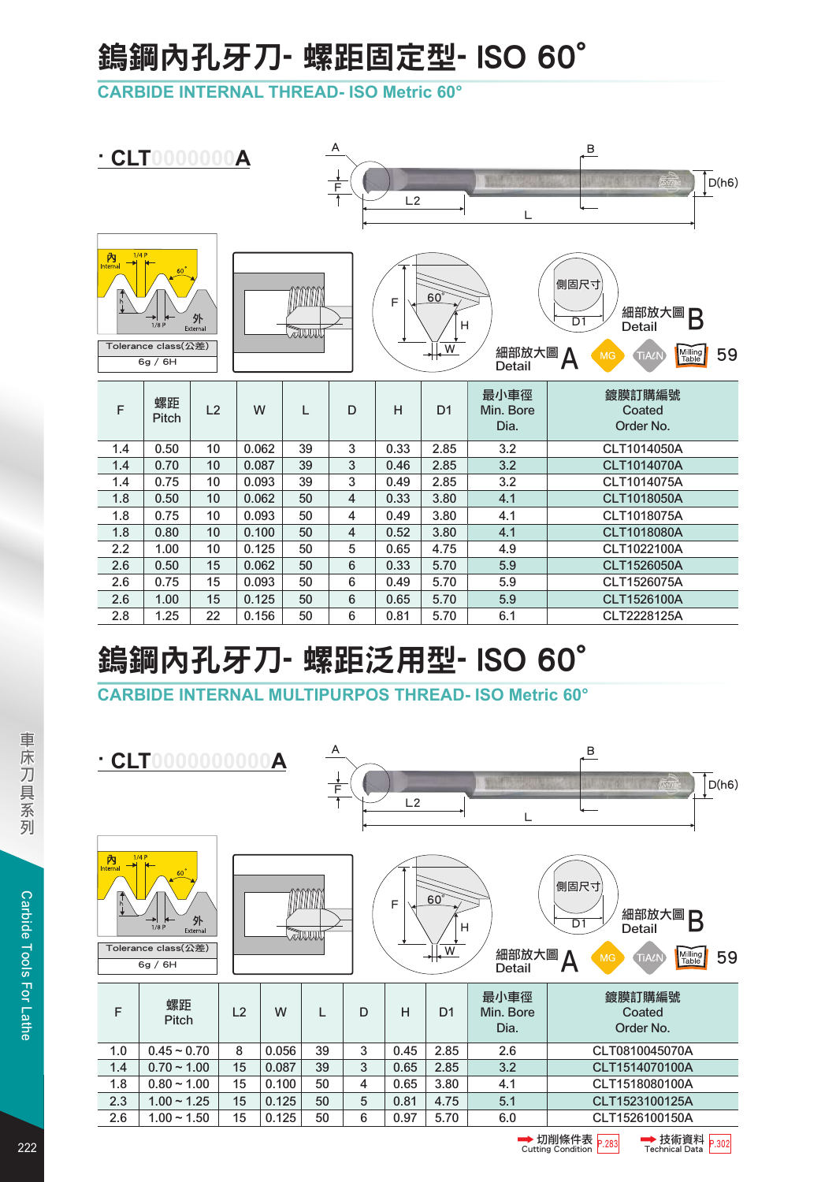# 鎢鋼內孔牙刀- 螺距固定型- ISO 60°

## CARBIDE INTERNAL THREAD- ISO Metric 60°

· CLT0000000A

A　B　F　L2　L　D(h6)

內 Internal　1/4 P　60°　h　1/8 P　外 External

Tolerance class(公差)
6g / 6H

F　60°　H　W　側固尺寸　D1

細部放大圖 Detail A　細部放大圖 Detail B

MG　TiAlN　Milling Table 59

| F | 螺距 Pitch | L2 | W | L | D | H | D1 | 最小車徑 Min. Bore Dia. | 鍍膜訂購編號 Coated Order No. |
|---|---|---|---|---|---|---|---|---|---|
| 1.4 | 0.50 | 10 | 0.062 | 39 | 3 | 0.33 | 2.85 | 3.2 | CLT1014050A |
| 1.4 | 0.70 | 10 | 0.087 | 39 | 3 | 0.46 | 2.85 | 3.2 | CLT1014070A |
| 1.4 | 0.75 | 10 | 0.093 | 39 | 3 | 0.49 | 2.85 | 3.2 | CLT1014075A |
| 1.8 | 0.50 | 10 | 0.062 | 50 | 4 | 0.33 | 3.80 | 4.1 | CLT1018050A |
| 1.8 | 0.75 | 10 | 0.093 | 50 | 4 | 0.49 | 3.80 | 4.1 | CLT1018075A |
| 1.8 | 0.80 | 10 | 0.100 | 50 | 4 | 0.52 | 3.80 | 4.1 | CLT1018080A |
| 2.2 | 1.00 | 10 | 0.125 | 50 | 5 | 0.65 | 4.75 | 4.9 | CLT1022100A |
| 2.6 | 0.50 | 15 | 0.062 | 50 | 6 | 0.33 | 5.70 | 5.9 | CLT1526050A |
| 2.6 | 0.75 | 15 | 0.093 | 50 | 6 | 0.49 | 5.70 | 5.9 | CLT1526075A |
| 2.6 | 1.00 | 15 | 0.125 | 50 | 6 | 0.65 | 5.70 | 5.9 | CLT1526100A |
| 2.8 | 1.25 | 22 | 0.156 | 50 | 6 | 0.81 | 5.70 | 6.1 | CLT2228125A |

# 鎢鋼內孔牙刀- 螺距泛用型- ISO 60°

## CARBIDE INTERNAL MULTIPURPOS THREAD- ISO Metric 60°

· CLT00000000000A

A　B　F　L2　L　D(h6)

內 Internal　1/4 P　60°　h　1/8 P　外 External

Tolerance class(公差)
6g / 6H

F　60°　H　W　側固尺寸　D1

細部放大圖 Detail A　細部放大圖 Detail B

MG　TiAlN　Milling Table 59

| F | 螺距 Pitch | L2 | W | L | D | H | D1 | 最小車徑 Min. Bore Dia. | 鍍膜訂購編號 Coated Order No. |
|---|---|---|---|---|---|---|---|---|---|
| 1.0 | 0.45 ~ 0.70 | 8 | 0.056 | 39 | 3 | 0.45 | 2.85 | 2.6 | CLT0810045070A |
| 1.4 | 0.70 ~ 1.00 | 15 | 0.087 | 39 | 3 | 0.65 | 2.85 | 3.2 | CLT1514070100A |
| 1.8 | 0.80 ~ 1.00 | 15 | 0.100 | 50 | 4 | 0.65 | 3.80 | 4.1 | CLT1518080100A |
| 2.3 | 1.00 ~ 1.25 | 15 | 0.125 | 50 | 5 | 0.81 | 4.75 | 5.1 | CLT1523100125A |
| 2.6 | 1.00 ~ 1.50 | 15 | 0.125 | 50 | 6 | 0.97 | 5.70 | 6.0 | CLT1526100150A |

➡ 切削條件表 Cutting Condition P.283　➡ 技術資料 Technical Data P.302

車床刀具系列　Carbide Tools For Lathe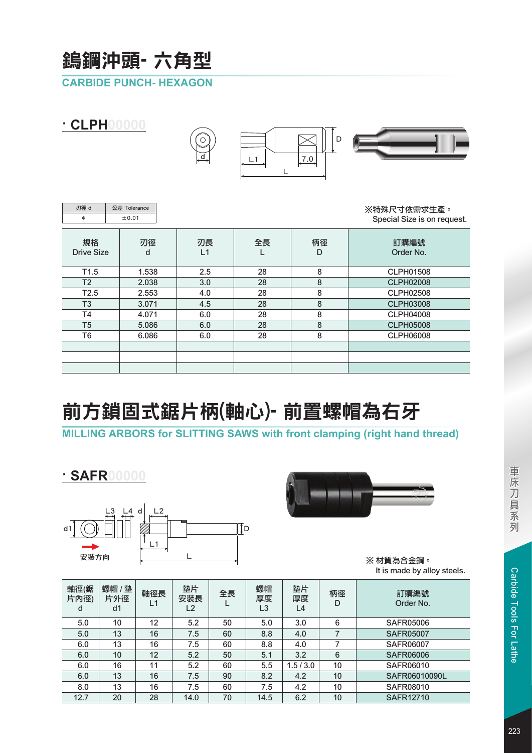# 鎢鋼沖頭- 六角型

## CARBIDE PUNCH- HEXAGON

### · CLPH00000

| 刃徑 d | 公差 Tolerance |
|---|---|
| Φ | ±0.01 |

※特殊尺寸依需求生產。
Special Size is on request.

| 規格 Drive Size | 刃徑 d | 刃長 L1 | 全長 L | 柄徑 D | 訂購編號 Order No. |
|---|---|---|---|---|---|
| T1.5 | 1.538 | 2.5 | 28 | 8 | CLPH01508 |
| T2 | 2.038 | 3.0 | 28 | 8 | CLPH02008 |
| T2.5 | 2.553 | 4.0 | 28 | 8 | CLPH02508 |
| T3 | 3.071 | 4.5 | 28 | 8 | CLPH03008 |
| T4 | 4.071 | 6.0 | 28 | 8 | CLPH04008 |
| T5 | 5.086 | 6.0 | 28 | 8 | CLPH05008 |
| T6 | 6.086 | 6.0 | 28 | 8 | CLPH06008 |
| | | | | | |
| | | | | | |
| | | | | | |

# 前方鎖固式鋸片柄(軸心)- 前置螺帽為右牙

## MILLING ARBORS for SLITTING SAWS with front clamping (right hand thread)

### · SAFR00000

安裝方向

※ 材質為合金鋼。
It is made by alloy steels.

| 軸徑(鋸片內徑) d | 螺帽 / 墊片外徑 d1 | 軸徑長 L1 | 墊片安裝長 L2 | 全長 L | 螺帽厚度 L3 | 墊片厚度 L4 | 柄徑 D | 訂購編號 Order No. |
|---|---|---|---|---|---|---|---|---|
| 5.0 | 10 | 12 | 5.2 | 50 | 5.0 | 3.0 | 6 | SAFR05006 |
| 5.0 | 13 | 16 | 7.5 | 60 | 8.8 | 4.0 | 7 | SAFR05007 |
| 6.0 | 13 | 16 | 7.5 | 60 | 8.8 | 4.0 | 7 | SAFR06007 |
| 6.0 | 10 | 12 | 5.2 | 50 | 5.1 | 3.2 | 6 | SAFR06006 |
| 6.0 | 16 | 11 | 5.2 | 60 | 5.5 | 1.5 / 3.0 | 10 | SAFR06010 |
| 6.0 | 13 | 16 | 7.5 | 90 | 8.2 | 4.2 | 10 | SAFR06010090L |
| 8.0 | 13 | 16 | 7.5 | 60 | 7.5 | 4.2 | 10 | SAFR08010 |
| 12.7 | 20 | 28 | 14.0 | 70 | 14.5 | 6.2 | 10 | SAFR12710 |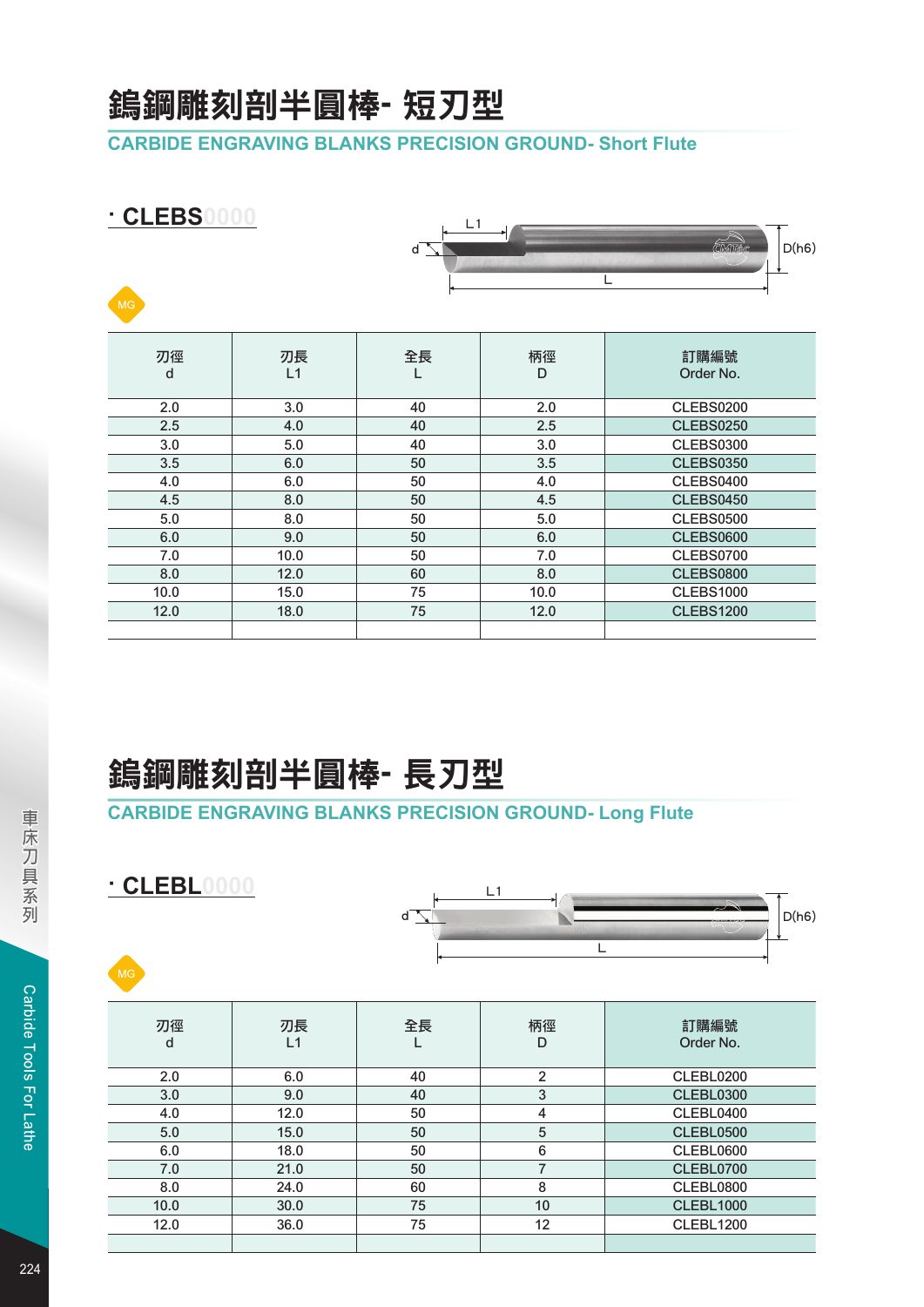# 鎢鋼雕刻剖半圓棒- 短刃型

## CARBIDE ENGRAVING BLANKS PRECISION GROUND- Short Flute

### · CLEBS0000

MG

| 刃徑<br>d | 刃長<br>L1 | 全長<br>L | 柄徑<br>D | 訂購編號<br>Order No. |
|---|---|---|---|---|
| 2.0 | 3.0 | 40 | 2.0 | CLEBS0200 |
| 2.5 | 4.0 | 40 | 2.5 | CLEBS0250 |
| 3.0 | 5.0 | 40 | 3.0 | CLEBS0300 |
| 3.5 | 6.0 | 50 | 3.5 | CLEBS0350 |
| 4.0 | 6.0 | 50 | 4.0 | CLEBS0400 |
| 4.5 | 8.0 | 50 | 4.5 | CLEBS0450 |
| 5.0 | 8.0 | 50 | 5.0 | CLEBS0500 |
| 6.0 | 9.0 | 50 | 6.0 | CLEBS0600 |
| 7.0 | 10.0 | 50 | 7.0 | CLEBS0700 |
| 8.0 | 12.0 | 60 | 8.0 | CLEBS0800 |
| 10.0 | 15.0 | 75 | 10.0 | CLEBS1000 |
| 12.0 | 18.0 | 75 | 12.0 | CLEBS1200 |

# 鎢鋼雕刻剖半圓棒- 長刃型

## CARBIDE ENGRAVING BLANKS PRECISION GROUND- Long Flute

### · CLEBL0000

MG

| 刃徑<br>d | 刃長<br>L1 | 全長<br>L | 柄徑<br>D | 訂購編號<br>Order No. |
|---|---|---|---|---|
| 2.0 | 6.0 | 40 | 2 | CLEBL0200 |
| 3.0 | 9.0 | 40 | 3 | CLEBL0300 |
| 4.0 | 12.0 | 50 | 4 | CLEBL0400 |
| 5.0 | 15.0 | 50 | 5 | CLEBL0500 |
| 6.0 | 18.0 | 50 | 6 | CLEBL0600 |
| 7.0 | 21.0 | 50 | 7 | CLEBL0700 |
| 8.0 | 24.0 | 60 | 8 | CLEBL0800 |
| 10.0 | 30.0 | 75 | 10 | CLEBL1000 |
| 12.0 | 36.0 | 75 | 12 | CLEBL1200 |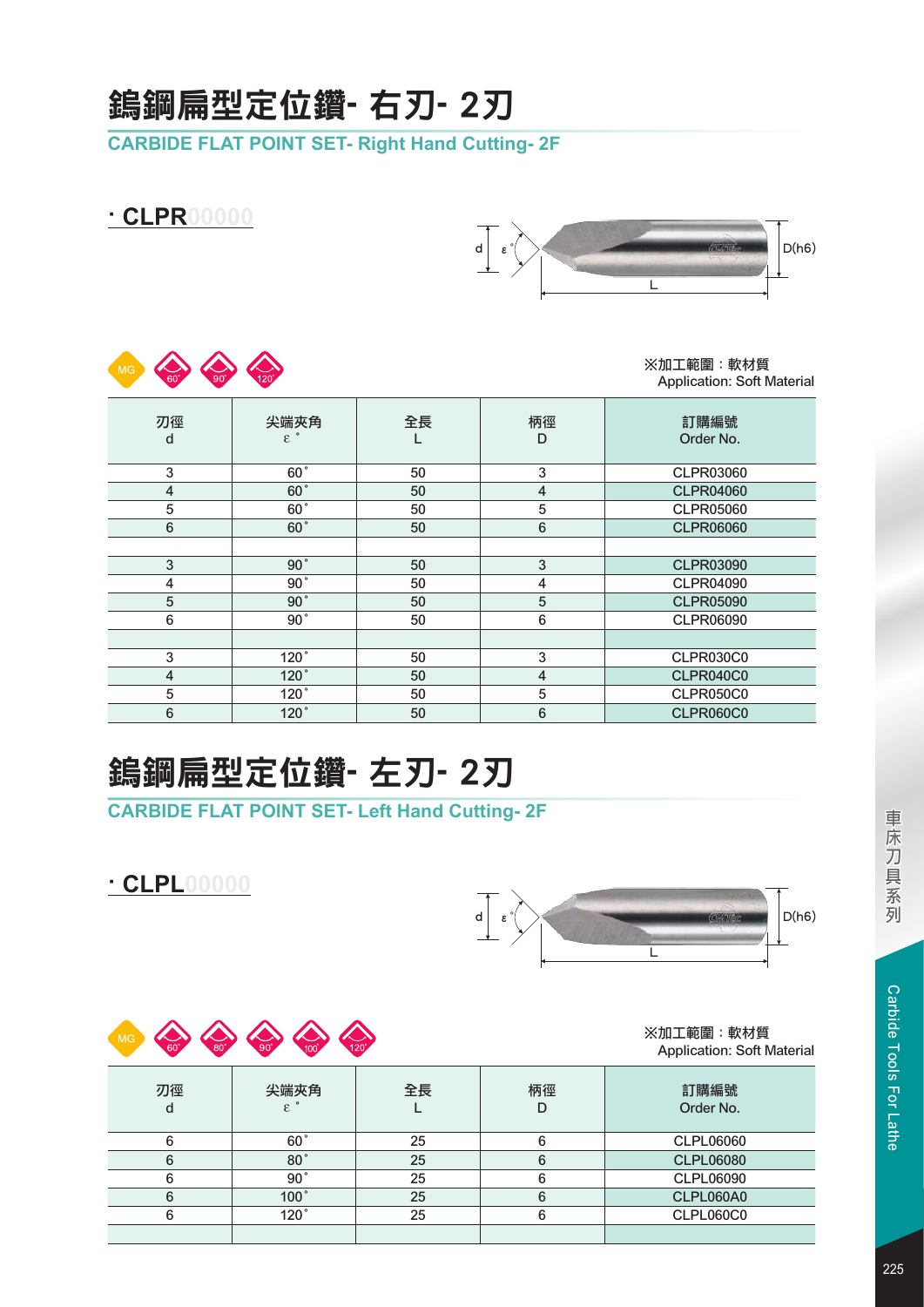# 鎢鋼扁型定位鑽- 右刃- 2刃

## CARBIDE FLAT POINT SET- Right Hand Cutting- 2F

### · CLPR00000

MG 60° 90° 120°

※加工範圍：軟材質
Application: Soft Material

| 刃徑 d | 尖端夾角 ε° | 全長 L | 柄徑 D | 訂購編號 Order No. |
|---|---|---|---|---|
| 3 | 60° | 50 | 3 | CLPR03060 |
| 4 | 60° | 50 | 4 | CLPR04060 |
| 5 | 60° | 50 | 5 | CLPR05060 |
| 6 | 60° | 50 | 6 | CLPR06060 |
| | | | | |
| 3 | 90° | 50 | 3 | CLPR03090 |
| 4 | 90° | 50 | 4 | CLPR04090 |
| 5 | 90° | 50 | 5 | CLPR05090 |
| 6 | 90° | 50 | 6 | CLPR06090 |
| | | | | |
| 3 | 120° | 50 | 3 | CLPR030C0 |
| 4 | 120° | 50 | 4 | CLPR040C0 |
| 5 | 120° | 50 | 5 | CLPR050C0 |
| 6 | 120° | 50 | 6 | CLPR060C0 |

# 鎢鋼扁型定位鑽- 左刃- 2刃

## CARBIDE FLAT POINT SET- Left Hand Cutting- 2F

### · CLPL00000

MG 60° 80° 90° 100° 120°

※加工範圍：軟材質
Application: Soft Material

| 刃徑 d | 尖端夾角 ε° | 全長 L | 柄徑 D | 訂購編號 Order No. |
|---|---|---|---|---|
| 6 | 60° | 25 | 6 | CLPL06060 |
| 6 | 80° | 25 | 6 | CLPL06080 |
| 6 | 90° | 25 | 6 | CLPL06090 |
| 6 | 100° | 25 | 6 | CLPL060A0 |
| 6 | 120° | 25 | 6 | CLPL060C0 |
| | | | | |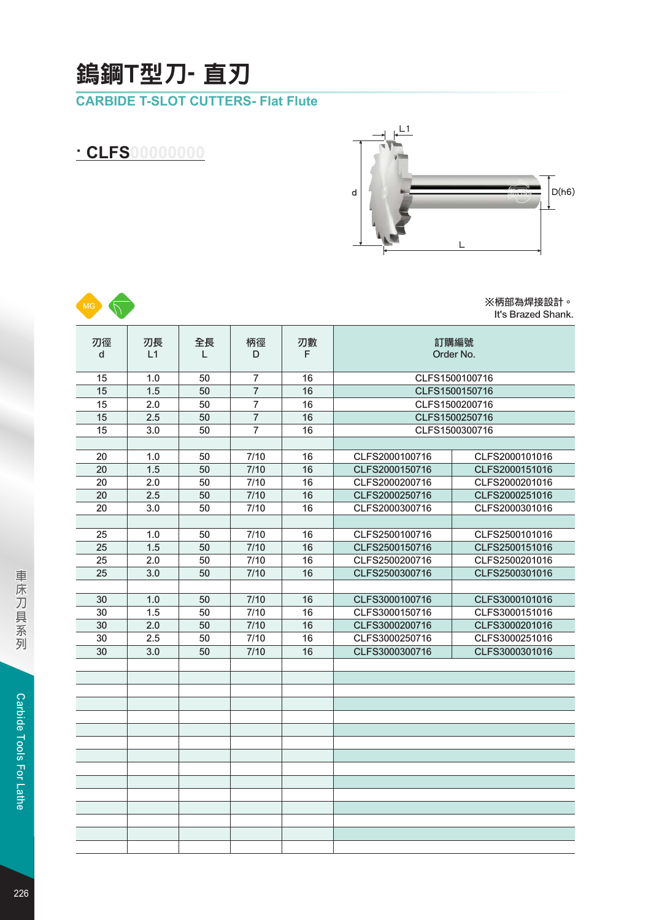# 鎢鋼T型刀- 直刃

## CARBIDE T-SLOT CUTTERS- Flat Flute

· CLFS00000000

L1

d

D(h6)

L

MG

※柄部為焊接設計。
It's Brazed Shank.

| 刃徑 d | 刃長 L1 | 全長 L | 柄徑 D | 刃數 F | 訂購編號 Order No. | |
|---|---|---|---|---|---|---|
| 15 | 1.0 | 50 | 7 | 16 | CLFS1500100716 | |
| 15 | 1.5 | 50 | 7 | 16 | CLFS1500150716 | |
| 15 | 2.0 | 50 | 7 | 16 | CLFS1500200716 | |
| 15 | 2.5 | 50 | 7 | 16 | CLFS1500250716 | |
| 15 | 3.0 | 50 | 7 | 16 | CLFS1500300716 | |
| 20 | 1.0 | 50 | 7/10 | 16 | CLFS2000100716 | CLFS2000101016 |
| 20 | 1.5 | 50 | 7/10 | 16 | CLFS2000150716 | CLFS2000151016 |
| 20 | 2.0 | 50 | 7/10 | 16 | CLFS2000200716 | CLFS2000201016 |
| 20 | 2.5 | 50 | 7/10 | 16 | CLFS2000250716 | CLFS2000251016 |
| 20 | 3.0 | 50 | 7/10 | 16 | CLFS2000300716 | CLFS2000301016 |
| 25 | 1.0 | 50 | 7/10 | 16 | CLFS2500100716 | CLFS2500101016 |
| 25 | 1.5 | 50 | 7/10 | 16 | CLFS2500150716 | CLFS2500151016 |
| 25 | 2.0 | 50 | 7/10 | 16 | CLFS2500200716 | CLFS2500201016 |
| 25 | 3.0 | 50 | 7/10 | 16 | CLFS2500300716 | CLFS2500301016 |
| 30 | 1.0 | 50 | 7/10 | 16 | CLFS3000100716 | CLFS3000101016 |
| 30 | 1.5 | 50 | 7/10 | 16 | CLFS3000150716 | CLFS3000151016 |
| 30 | 2.0 | 50 | 7/10 | 16 | CLFS3000200716 | CLFS3000201016 |
| 30 | 2.5 | 50 | 7/10 | 16 | CLFS3000250716 | CLFS3000251016 |
| 30 | 3.0 | 50 | 7/10 | 16 | CLFS3000300716 | CLFS3000301016 |

車床刀具系列

Carbide Tools For Lathe